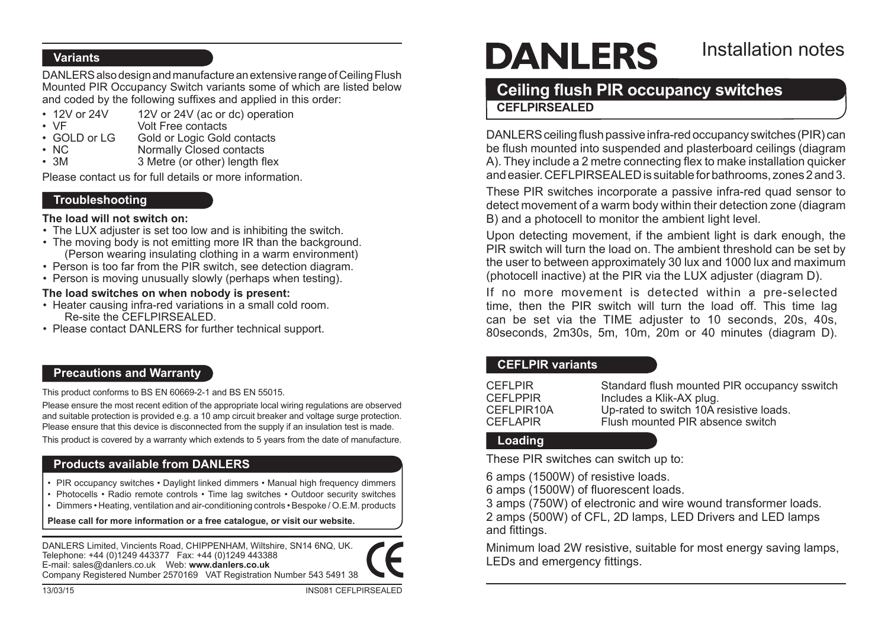# DANLERS

Installation notes

## Ceiling flush PIR occupancy switches

**CEFLPIRSEALED**

DANLERS ceiling flush passive infra-red occupancy switches (PIR) can be flush mounted into suspended and plasterboard ceilings (diagram A). They include a 2 metre connecting flex to make installation quicker and easier. CEFLPIRSEALED is suitable for bathrooms, zones 2 and 3.

These PIR switches incorporate a passive infra-red quad sensor to detect movement of a warm body within their detection zone (diagram B) and a photocell to monitor the ambient light level.

Upon detecting movement, if the ambient light is dark enough, the PIR switch will turn the load on. The ambient threshold can be set by the user to between approximately 30 lux and 1000 lux and maximum (photocell inactive) at the PIR via the LUX adjuster (diagram D).

If no more movement is detected within a pre-selected time, then the PIR switch will turn the load off. This time lag can be set via the TIME adjuster to 10 seconds, 20s, 40s, 80seconds, 2m30s, 5m, 10m, 20m or 40 minutes (diagram D).

### CEFLPIR variants

| | |
|---|---|
| CEFLPIR | Standard flush mounted PIR occupancy sswitch |
| CEFLPPIR | Includes a Klik-AX plug. |
| CEFLPIR10A | Up-rated to switch 10A resistive loads. |
| CEFLAPIR | Flush mounted PIR absence switch |

### Loading

These PIR switches can switch up to:

6 amps (1500W) of resistive loads.
6 amps (1500W) of fluorescent loads.
3 amps (750W) of electronic and wire wound transformer loads.
2 amps (500W) of CFL, 2D lamps, LED Drivers and LED lamps and fittings.

Minimum load 2W resistive, suitable for most energy saving lamps, LEDs and emergency fittings.

### Variants

DANLERS also design and manufacture an extensive range of Ceiling Flush Mounted PIR Occupancy Switch variants some of which are listed below and coded by the following suffixes and applied in this order:

- 12V or 24V — 12V or 24V (ac or dc) operation
- VF — Volt Free contacts
- GOLD or LG — Gold or Logic Gold contacts
- NC — Normally Closed contacts
- 3M — 3 Metre (or other) length flex

Please contact us for full details or more information.

### Troubleshooting

**The load will not switch on:**

- The LUX adjuster is set too low and is inhibiting the switch.
- The moving body is not emitting more IR than the background. (Person wearing insulating clothing in a warm environment)
- Person is too far from the PIR switch, see detection diagram.
- Person is moving unusually slowly (perhaps when testing).

**The load switches on when nobody is present:**

- Heater causing infra-red variations in a small cold room. Re-site the CEFLPIRSEALED.
- Please contact DANLERS for further technical support.

### Precautions and Warranty

This product conforms to BS EN 60669-2-1 and BS EN 55015.

Please ensure the most recent edition of the appropriate local wiring regulations are observed and suitable protection is provided e.g. a 10 amp circuit breaker and voltage surge protection. Please ensure that this device is disconnected from the supply if an insulation test is made.

This product is covered by a warranty which extends to 5 years from the date of manufacture.

### Products available from DANLERS

- PIR occupancy switches • Daylight linked dimmers • Manual high frequency dimmers
- Photocells • Radio remote controls • Time lag switches • Outdoor security switches
- Dimmers • Heating, ventilation and air-conditioning controls • Bespoke / O.E.M. products

**Please call for more information or a free catalogue, or visit our website.**

DANLERS Limited, Vincients Road, CHIPPENHAM, Wiltshire, SN14 6NQ, UK.
Telephone: +44 (0)1249 443377 Fax: +44 (0)1249 443388
E-mail: sales@danlers.co.uk Web: **www.danlers.co.uk**
Company Registered Number 2570169 VAT Registration Number 543 5491 38

CE

13/03/15 INS081 CEFLPIRSEALED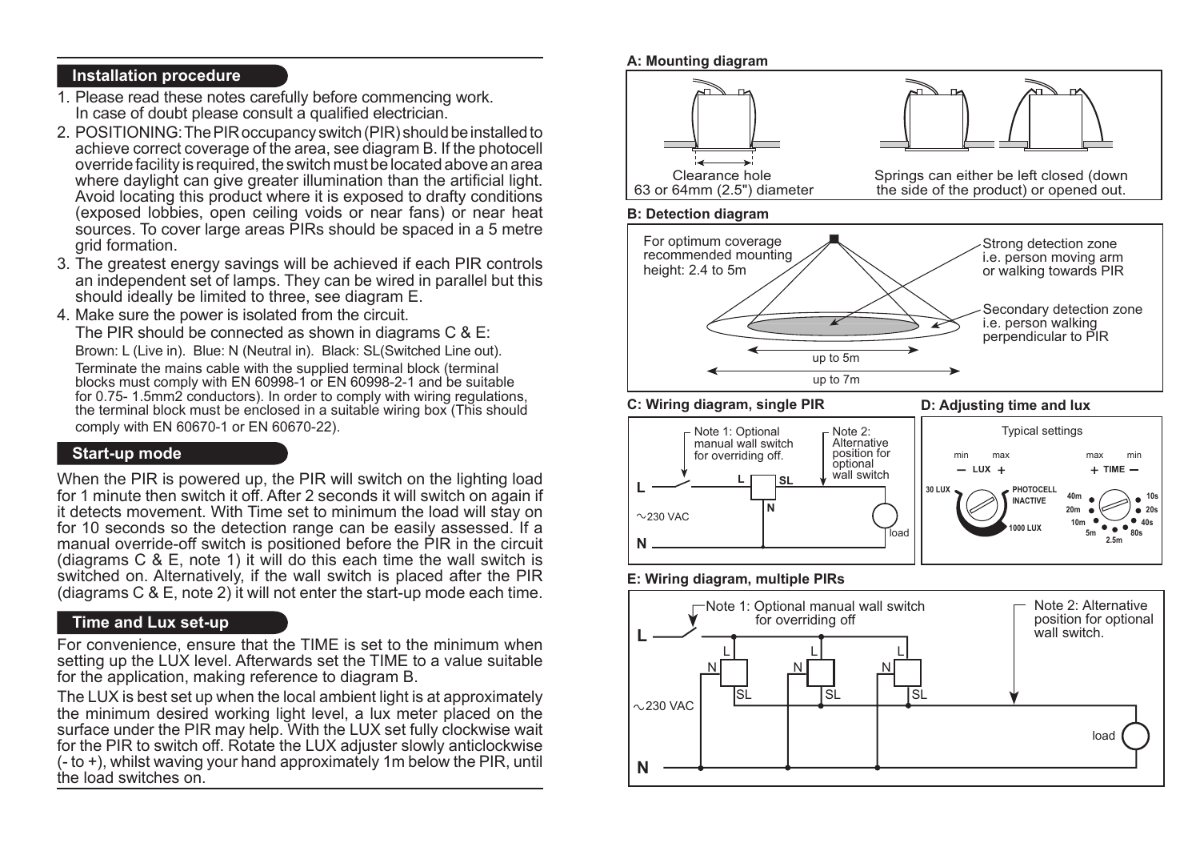## Installation procedure

1. Please read these notes carefully before commencing work. In case of doubt please consult a qualified electrician.
2. POSITIONING: The PIR occupancy switch (PIR) should be installed to achieve correct coverage of the area, see diagram B. If the photocell override facility is required, the switch must be located above an area where daylight can give greater illumination than the artificial light. Avoid locating this product where it is exposed to drafty conditions (exposed lobbies, open ceiling voids or near fans) or near heat sources. To cover large areas PIRs should be spaced in a 5 metre grid formation.
3. The greatest energy savings will be achieved if each PIR controls an independent set of lamps. They can be wired in parallel but this should ideally be limited to three, see diagram E.
4. Make sure the power is isolated from the circuit.
   The PIR should be connected as shown in diagrams C & E:
   Brown: L (Live in). Blue: N (Neutral in). Black: SL(Switched Line out).
   Terminate the mains cable with the supplied terminal block (terminal blocks must comply with EN 60998-1 or EN 60998-2-1 and be suitable for 0.75- 1.5mm2 conductors). In order to comply with wiring regulations, the terminal block must be enclosed in a suitable wiring box (This should comply with EN 60670-1 or EN 60670-22).

## Start-up mode

When the PIR is powered up, the PIR will switch on the lighting load for 1 minute then switch it off. After 2 seconds it will switch on again if it detects movement. With Time set to minimum the load will stay on for 10 seconds so the detection range can be easily assessed. If a manual override-off switch is positioned before the PIR in the circuit (diagrams C & E, note 1) it will do this each time the wall switch is switched on. Alternatively, if the wall switch is placed after the PIR (diagrams C & E, note 2) it will not enter the start-up mode each time.

## Time and Lux set-up

For convenience, ensure that the TIME is set to the minimum when setting up the LUX level. Afterwards set the TIME to a value suitable for the application, making reference to diagram B.

The LUX is best set up when the local ambient light is at approximately the minimum desired working light level, a lux meter placed on the surface under the PIR may help. With the LUX set fully clockwise wait for the PIR to switch off. Rotate the LUX adjuster slowly anticlockwise (- to +), whilst waving your hand approximately 1m below the PIR, until the load switches on.

**A: Mounting diagram**

Clearance hole
63 or 64mm (2.5") diameter

Springs can either be left closed (down the side of the product) or opened out.

**B: Detection diagram**

For optimum coverage recommended mounting height: 2.4 to 5m

Strong detection zone i.e. person moving arm or walking towards PIR

Secondary detection zone i.e. person walking perpendicular to PIR

up to 5m

up to 7m

**C: Wiring diagram, single PIR**

Note 1: Optional manual wall switch for overriding off.

Note 2: Alternative position for optional wall switch

L
SL
N
L
~230 VAC
N
load

**D: Adjusting time and lux**

Typical settings

min max
— LUX +

max min
+ TIME —

30 LUX
PHOTOCELL INACTIVE
1000 LUX

40m
20m
10m
5m
2.5m
80s
40s
20s
10s

**E: Wiring diagram, multiple PIRs**

Note 1: Optional manual wall switch for overriding off

Note 2: Alternative position for optional wall switch.

L
N
L
SL
~230 VAC
N
load